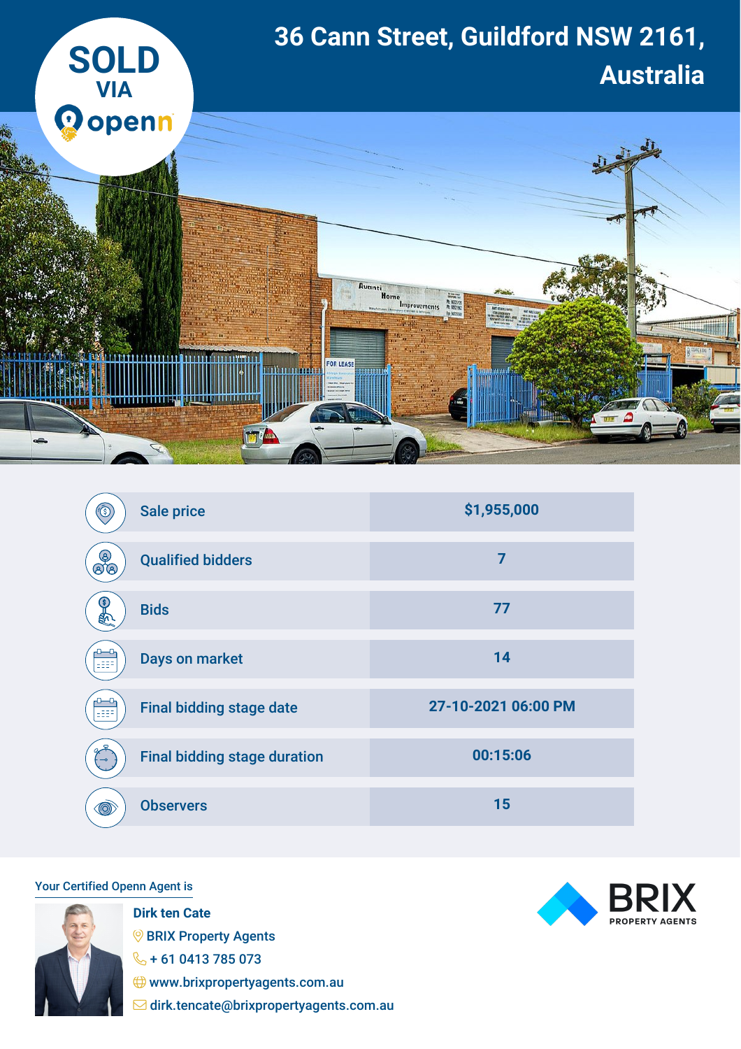# 36 Cann Street, Guildford NSW 2161, Australia

**SOLD VIA openn**

| | |
|---|---|
| Sale price | $1,955,000 |
| Qualified bidders | 7 |
| Bids | 77 |
| Days on market | 14 |
| Final bidding stage date | 27-10-2021 06:00 PM |
| Final bidding stage duration | 00:15:06 |
| Observers | 15 |

Your Certified Openn Agent is

**Dirk ten Cate**
BRIX Property Agents
+ 61 0413 785 073
www.brixpropertyagents.com.au
dirk.tencate@brixpropertyagents.com.au

BRIX PROPERTY AGENTS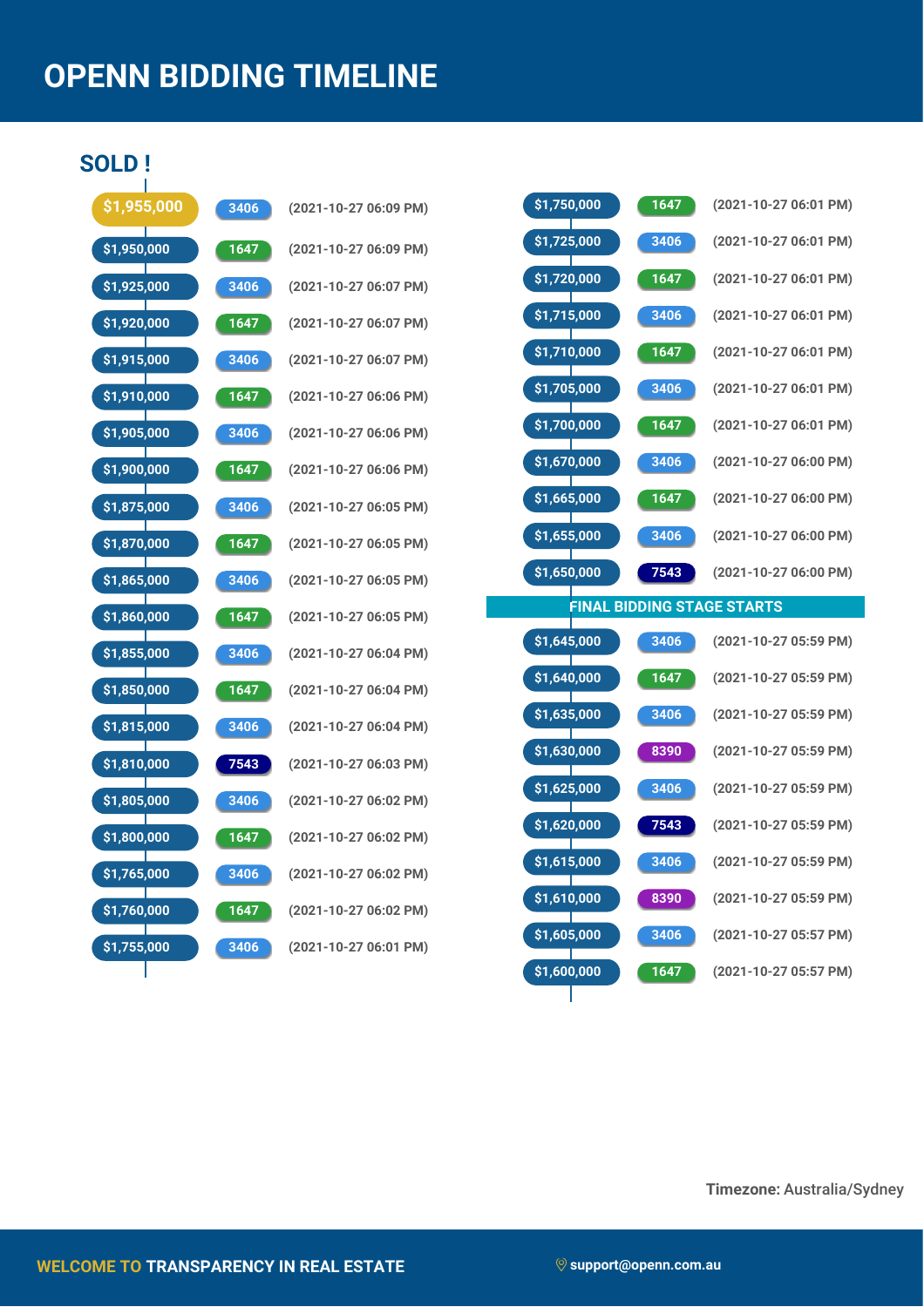# OPENN BIDDING TIMELINE

## SOLD !

| Bid | Bidder | Time |
|---|---|---|
| $1,955,000 | 3406 | (2021-10-27 06:09 PM) |
| $1,950,000 | 1647 | (2021-10-27 06:09 PM) |
| $1,925,000 | 3406 | (2021-10-27 06:07 PM) |
| $1,920,000 | 1647 | (2021-10-27 06:07 PM) |
| $1,915,000 | 3406 | (2021-10-27 06:07 PM) |
| $1,910,000 | 1647 | (2021-10-27 06:06 PM) |
| $1,905,000 | 3406 | (2021-10-27 06:06 PM) |
| $1,900,000 | 1647 | (2021-10-27 06:06 PM) |
| $1,875,000 | 3406 | (2021-10-27 06:05 PM) |
| $1,870,000 | 1647 | (2021-10-27 06:05 PM) |
| $1,865,000 | 3406 | (2021-10-27 06:05 PM) |
| $1,860,000 | 1647 | (2021-10-27 06:05 PM) |
| $1,855,000 | 3406 | (2021-10-27 06:04 PM) |
| $1,850,000 | 1647 | (2021-10-27 06:04 PM) |
| $1,815,000 | 3406 | (2021-10-27 06:04 PM) |
| $1,810,000 | 7543 | (2021-10-27 06:03 PM) |
| $1,805,000 | 3406 | (2021-10-27 06:02 PM) |
| $1,800,000 | 1647 | (2021-10-27 06:02 PM) |
| $1,765,000 | 3406 | (2021-10-27 06:02 PM) |
| $1,760,000 | 1647 | (2021-10-27 06:02 PM) |
| $1,755,000 | 3406 | (2021-10-27 06:01 PM) |
| $1,750,000 | 1647 | (2021-10-27 06:01 PM) |
| $1,725,000 | 3406 | (2021-10-27 06:01 PM) |
| $1,720,000 | 1647 | (2021-10-27 06:01 PM) |
| $1,715,000 | 3406 | (2021-10-27 06:01 PM) |
| $1,710,000 | 1647 | (2021-10-27 06:01 PM) |
| $1,705,000 | 3406 | (2021-10-27 06:01 PM) |
| $1,700,000 | 1647 | (2021-10-27 06:01 PM) |
| $1,670,000 | 3406 | (2021-10-27 06:00 PM) |
| $1,665,000 | 1647 | (2021-10-27 06:00 PM) |
| $1,655,000 | 3406 | (2021-10-27 06:00 PM) |
| $1,650,000 | 7543 | (2021-10-27 06:00 PM) |
| **FINAL BIDDING STAGE STARTS** | | |
| $1,645,000 | 3406 | (2021-10-27 05:59 PM) |
| $1,640,000 | 1647 | (2021-10-27 05:59 PM) |
| $1,635,000 | 3406 | (2021-10-27 05:59 PM) |
| $1,630,000 | 8390 | (2021-10-27 05:59 PM) |
| $1,625,000 | 3406 | (2021-10-27 05:59 PM) |
| $1,620,000 | 7543 | (2021-10-27 05:59 PM) |
| $1,615,000 | 3406 | (2021-10-27 05:59 PM) |
| $1,610,000 | 8390 | (2021-10-27 05:59 PM) |
| $1,605,000 | 3406 | (2021-10-27 05:57 PM) |
| $1,600,000 | 1647 | (2021-10-27 05:57 PM) |

**Timezone:** Australia/Sydney

WELCOME TO **TRANSPARENCY IN REAL ESTATE**

support@openn.com.au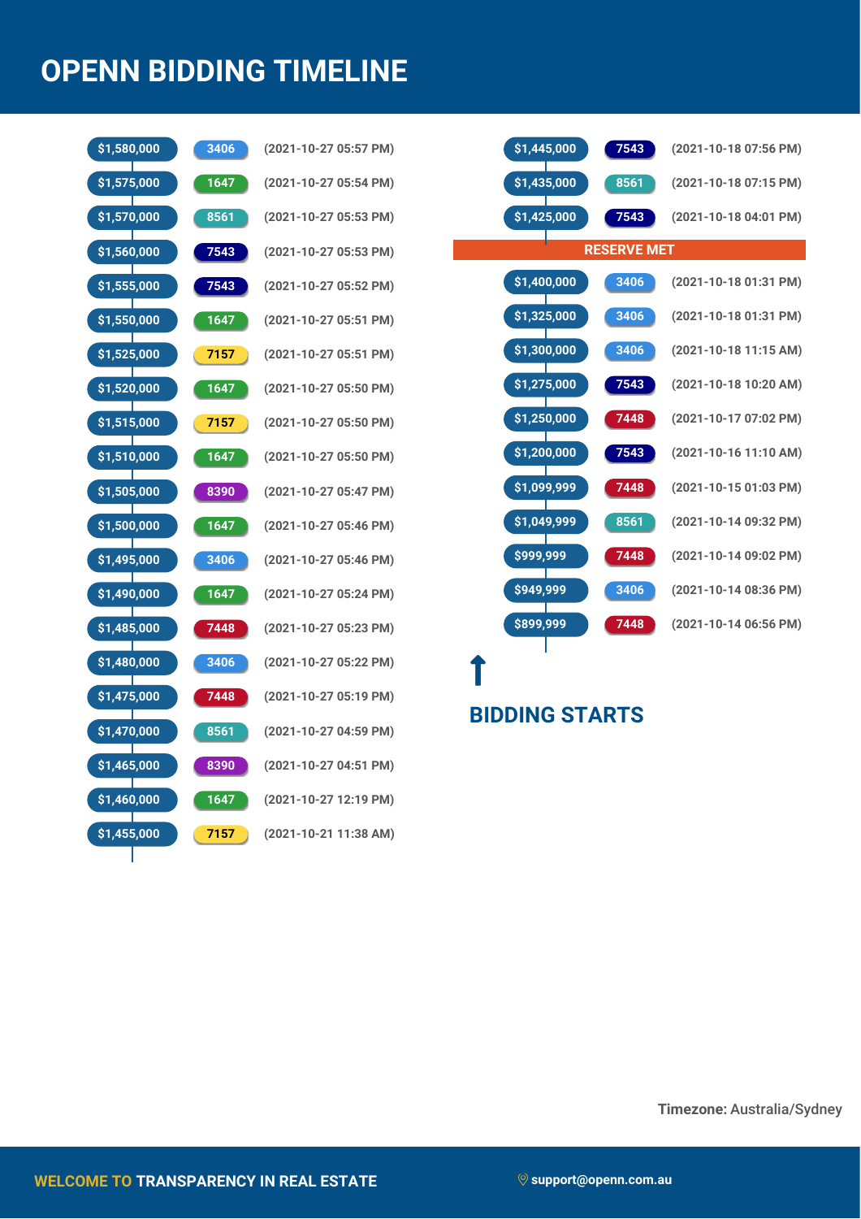# OPENN BIDDING TIMELINE

| | | |
|---|---|---|
| $1,580,000 | 3406 | (2021-10-27 05:57 PM) |
| $1,575,000 | 1647 | (2021-10-27 05:54 PM) |
| $1,570,000 | 8561 | (2021-10-27 05:53 PM) |
| $1,560,000 | 7543 | (2021-10-27 05:53 PM) |
| $1,555,000 | 7543 | (2021-10-27 05:52 PM) |
| $1,550,000 | 1647 | (2021-10-27 05:51 PM) |
| $1,525,000 | 7157 | (2021-10-27 05:51 PM) |
| $1,520,000 | 1647 | (2021-10-27 05:50 PM) |
| $1,515,000 | 7157 | (2021-10-27 05:50 PM) |
| $1,510,000 | 1647 | (2021-10-27 05:50 PM) |
| $1,505,000 | 8390 | (2021-10-27 05:47 PM) |
| $1,500,000 | 1647 | (2021-10-27 05:46 PM) |
| $1,495,000 | 3406 | (2021-10-27 05:46 PM) |
| $1,490,000 | 1647 | (2021-10-27 05:24 PM) |
| $1,485,000 | 7448 | (2021-10-27 05:23 PM) |
| $1,480,000 | 3406 | (2021-10-27 05:22 PM) |
| $1,475,000 | 7448 | (2021-10-27 05:19 PM) |
| $1,470,000 | 8561 | (2021-10-27 04:59 PM) |
| $1,465,000 | 8390 | (2021-10-27 04:51 PM) |
| $1,460,000 | 1647 | (2021-10-27 12:19 PM) |
| $1,455,000 | 7157 | (2021-10-21 11:38 AM) |
| $1,445,000 | 7543 | (2021-10-18 07:56 PM) |
| $1,435,000 | 8561 | (2021-10-18 07:15 PM) |
| $1,425,000 | 7543 | (2021-10-18 04:01 PM) |
| **RESERVE MET** | | |
| $1,400,000 | 3406 | (2021-10-18 01:31 PM) |
| $1,325,000 | 3406 | (2021-10-18 01:31 PM) |
| $1,300,000 | 3406 | (2021-10-18 11:15 AM) |
| $1,275,000 | 7543 | (2021-10-18 10:20 AM) |
| $1,250,000 | 7448 | (2021-10-17 07:02 PM) |
| $1,200,000 | 7543 | (2021-10-16 11:10 AM) |
| $1,099,999 | 7448 | (2021-10-15 01:03 PM) |
| $1,049,999 | 8561 | (2021-10-14 09:32 PM) |
| $999,999 | 7448 | (2021-10-14 09:02 PM) |
| $949,999 | 3406 | (2021-10-14 08:36 PM) |
| $899,999 | 7448 | (2021-10-14 06:56 PM) |

**BIDDING STARTS**

**Timezone:** Australia/Sydney

WELCOME TO TRANSPARENCY IN REAL ESTATE

support@openn.com.au